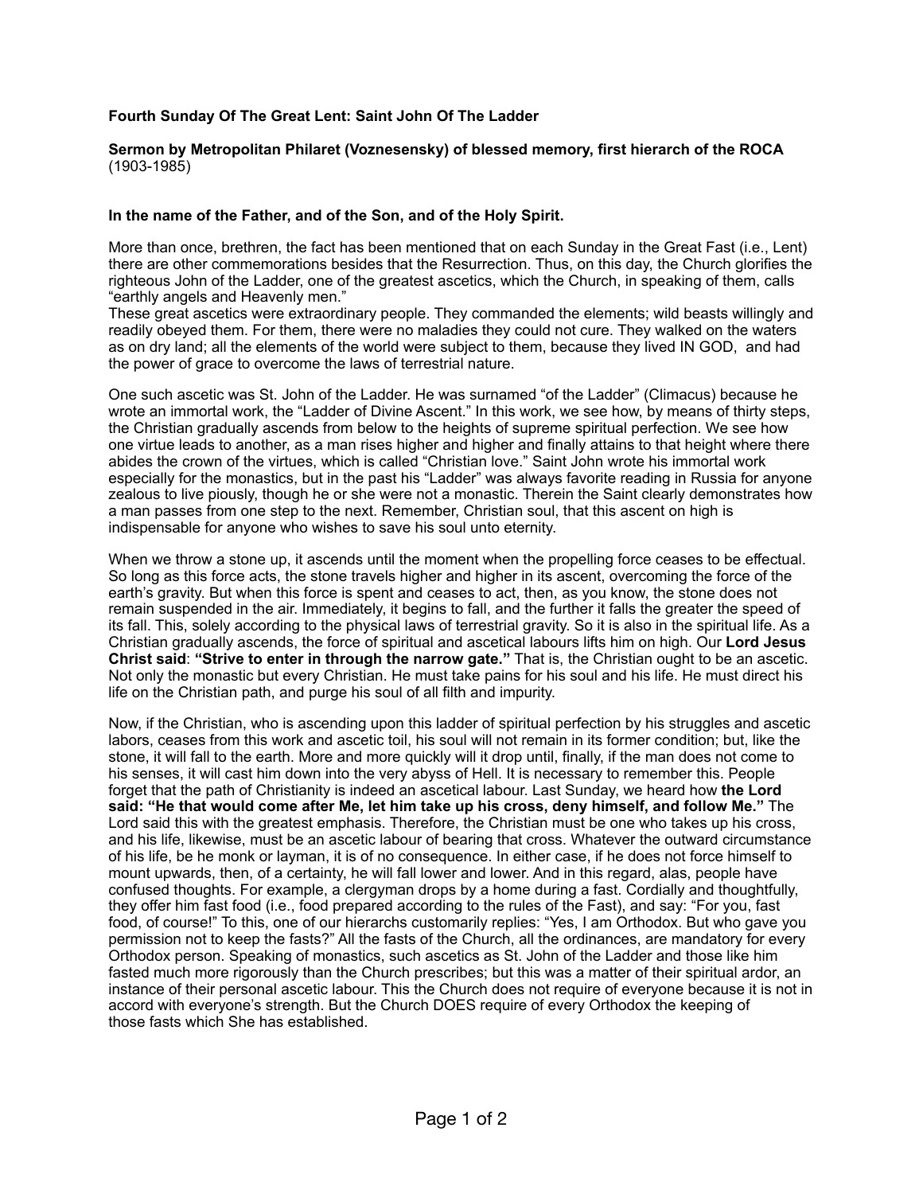**Fourth Sunday Of The Great Lent: Saint John Of The Ladder**

**Sermon by Metropolitan Philaret (Voznesensky) of blessed memory, first hierarch of the ROCA** (1903-1985)

**In the name of the Father, and of the Son, and of the Holy Spirit.**

More than once, brethren, the fact has been mentioned that on each Sunday in the Great Fast (i.e., Lent) there are other commemorations besides that the Resurrection. Thus, on this day, the Church glorifies the righteous John of the Ladder, one of the greatest ascetics, which the Church, in speaking of them, calls "earthly angels and Heavenly men."
These great ascetics were extraordinary people. They commanded the elements; wild beasts willingly and readily obeyed them. For them, there were no maladies they could not cure. They walked on the waters as on dry land; all the elements of the world were subject to them, because they lived IN GOD, and had the power of grace to overcome the laws of terrestrial nature.

One such ascetic was St. John of the Ladder. He was surnamed "of the Ladder" (Climacus) because he wrote an immortal work, the "Ladder of Divine Ascent." In this work, we see how, by means of thirty steps, the Christian gradually ascends from below to the heights of supreme spiritual perfection. We see how one virtue leads to another, as a man rises higher and higher and finally attains to that height where there abides the crown of the virtues, which is called "Christian love." Saint John wrote his immortal work especially for the monastics, but in the past his "Ladder" was always favorite reading in Russia for anyone zealous to live piously, though he or she were not a monastic. Therein the Saint clearly demonstrates how a man passes from one step to the next. Remember, Christian soul, that this ascent on high is indispensable for anyone who wishes to save his soul unto eternity.

When we throw a stone up, it ascends until the moment when the propelling force ceases to be effectual. So long as this force acts, the stone travels higher and higher in its ascent, overcoming the force of the earth's gravity. But when this force is spent and ceases to act, then, as you know, the stone does not remain suspended in the air. Immediately, it begins to fall, and the further it falls the greater the speed of its fall. This, solely according to the physical laws of terrestrial gravity. So it is also in the spiritual life. As a Christian gradually ascends, the force of spiritual and ascetical labours lifts him on high. Our **Lord Jesus Christ said**: **"Strive to enter in through the narrow gate."** That is, the Christian ought to be an ascetic. Not only the monastic but every Christian. He must take pains for his soul and his life. He must direct his life on the Christian path, and purge his soul of all filth and impurity.

Now, if the Christian, who is ascending upon this ladder of spiritual perfection by his struggles and ascetic labors, ceases from this work and ascetic toil, his soul will not remain in its former condition; but, like the stone, it will fall to the earth. More and more quickly will it drop until, finally, if the man does not come to his senses, it will cast him down into the very abyss of Hell. It is necessary to remember this. People forget that the path of Christianity is indeed an ascetical labour. Last Sunday, we heard how **the Lord said: "He that would come after Me, let him take up his cross, deny himself, and follow Me."** The Lord said this with the greatest emphasis. Therefore, the Christian must be one who takes up his cross, and his life, likewise, must be an ascetic labour of bearing that cross. Whatever the outward circumstance of his life, be he monk or layman, it is of no consequence. In either case, if he does not force himself to mount upwards, then, of a certainty, he will fall lower and lower. And in this regard, alas, people have confused thoughts. For example, a clergyman drops by a home during a fast. Cordially and thoughtfully, they offer him fast food (i.e., food prepared according to the rules of the Fast), and say: "For you, fast food, of course!" To this, one of our hierarchs customarily replies: "Yes, I am Orthodox. But who gave you permission not to keep the fasts?" All the fasts of the Church, all the ordinances, are mandatory for every Orthodox person. Speaking of monastics, such ascetics as St. John of the Ladder and those like him fasted much more rigorously than the Church prescribes; but this was a matter of their spiritual ardor, an instance of their personal ascetic labour. This the Church does not require of everyone because it is not in accord with everyone's strength. But the Church DOES require of every Orthodox the keeping of those fasts which She has established.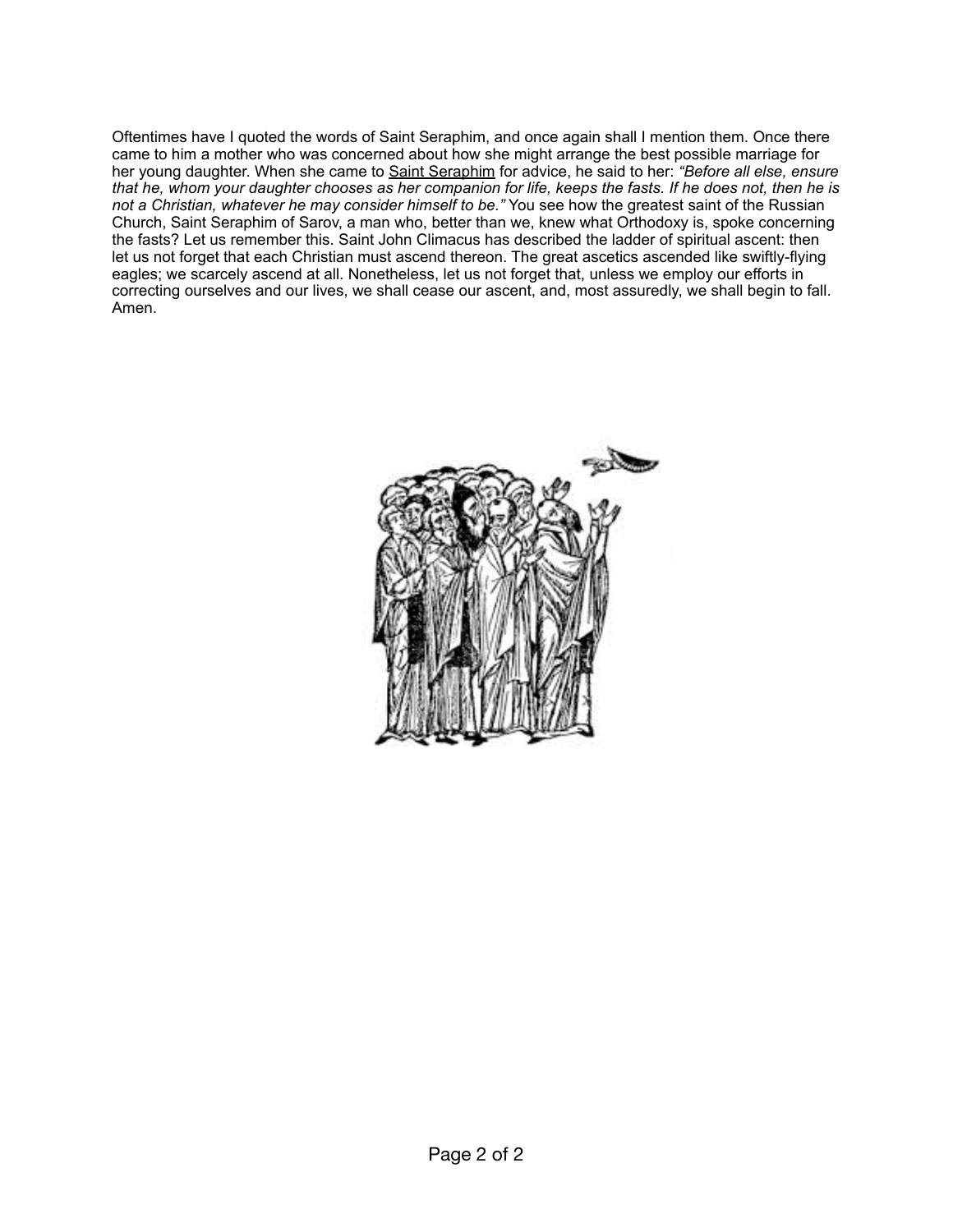Oftentimes have I quoted the words of Saint Seraphim, and once again shall I mention them. Once there came to him a mother who was concerned about how she might arrange the best possible marriage for her young daughter. When she came to Saint Seraphim for advice, he said to her: *"Before all else, ensure that he, whom your daughter chooses as her companion for life, keeps the fasts. If he does not, then he is not a Christian, whatever he may consider himself to be."* You see how the greatest saint of the Russian Church, Saint Seraphim of Sarov, a man who, better than we, knew what Orthodoxy is, spoke concerning the fasts? Let us remember this. Saint John Climacus has described the ladder of spiritual ascent: then let us not forget that each Christian must ascend thereon. The great ascetics ascended like swiftly-flying eagles; we scarcely ascend at all. Nonetheless, let us not forget that, unless we employ our efforts in correcting ourselves and our lives, we shall cease our ascent, and, most assuredly, we shall begin to fall. Amen.